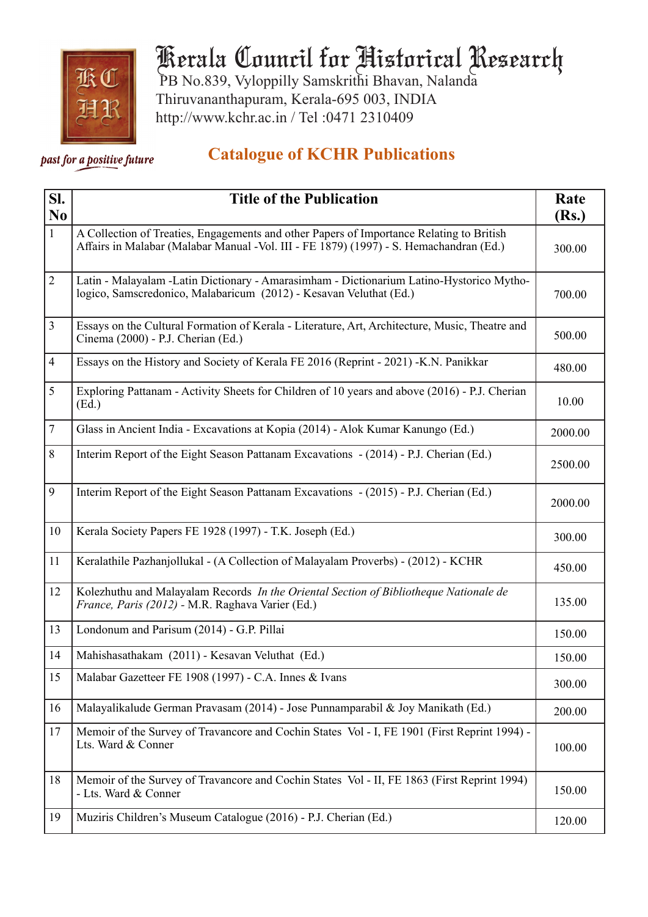# Kerala Council for Historical Research

PB No.839, Vyloppilly Samskrithi Bhavan, Nalanda
Thiruvananthapuram, Kerala-695 003, INDIA
http://www.kchr.ac.in / Tel :0471 2310409

*past for a positive future*

## Catalogue of KCHR Publications

| Sl. No | Title of the Publication | Rate (Rs.) |
|---|---|---|
| 1 | A Collection of Treaties, Engagements and other Papers of Importance Relating to British Affairs in Malabar (Malabar Manual -Vol. III - FE 1879) (1997) - S. Hemachandran (Ed.) | 300.00 |
| 2 | Latin - Malayalam -Latin Dictionary - Amarasimham - Dictionarium Latino-Hystorico Mytho-logico, Samscredonico, Malabaricum (2012) - Kesavan Veluthat (Ed.) | 700.00 |
| 3 | Essays on the Cultural Formation of Kerala - Literature, Art, Architecture, Music, Theatre and Cinema (2000) - P.J. Cherian (Ed.) | 500.00 |
| 4 | Essays on the History and Society of Kerala FE 2016 (Reprint - 2021) -K.N. Panikkar | 480.00 |
| 5 | Exploring Pattanam - Activity Sheets for Children of 10 years and above (2016) - P.J. Cherian (Ed.) | 10.00 |
| 7 | Glass in Ancient India - Excavations at Kopia (2014) - Alok Kumar Kanungo (Ed.) | 2000.00 |
| 8 | Interim Report of the Eight Season Pattanam Excavations - (2014) - P.J. Cherian (Ed.) | 2500.00 |
| 9 | Interim Report of the Eight Season Pattanam Excavations - (2015) - P.J. Cherian (Ed.) | 2000.00 |
| 10 | Kerala Society Papers FE 1928 (1997) - T.K. Joseph (Ed.) | 300.00 |
| 11 | Keralathile Pazhanjollukal - (A Collection of Malayalam Proverbs) - (2012) - KCHR | 450.00 |
| 12 | Kolezhuthu and Malayalam Records *In the Oriental Section of Bibliotheque Nationale de France, Paris (2012)* - M.R. Raghava Varier (Ed.) | 135.00 |
| 13 | Londonum and Parisum (2014) - G.P. Pillai | 150.00 |
| 14 | Mahishasathakam (2011) - Kesavan Veluthat (Ed.) | 150.00 |
| 15 | Malabar Gazetteer FE 1908 (1997) - C.A. Innes & Ivans | 300.00 |
| 16 | Malayalikalude German Pravasam (2014) - Jose Punnamparabil & Joy Manikath (Ed.) | 200.00 |
| 17 | Memoir of the Survey of Travancore and Cochin States Vol - I, FE 1901 (First Reprint 1994) - Lts. Ward & Conner | 100.00 |
| 18 | Memoir of the Survey of Travancore and Cochin States Vol - II, FE 1863 (First Reprint 1994) - Lts. Ward & Conner | 150.00 |
| 19 | Muziris Children's Museum Catalogue (2016) - P.J. Cherian (Ed.) | 120.00 |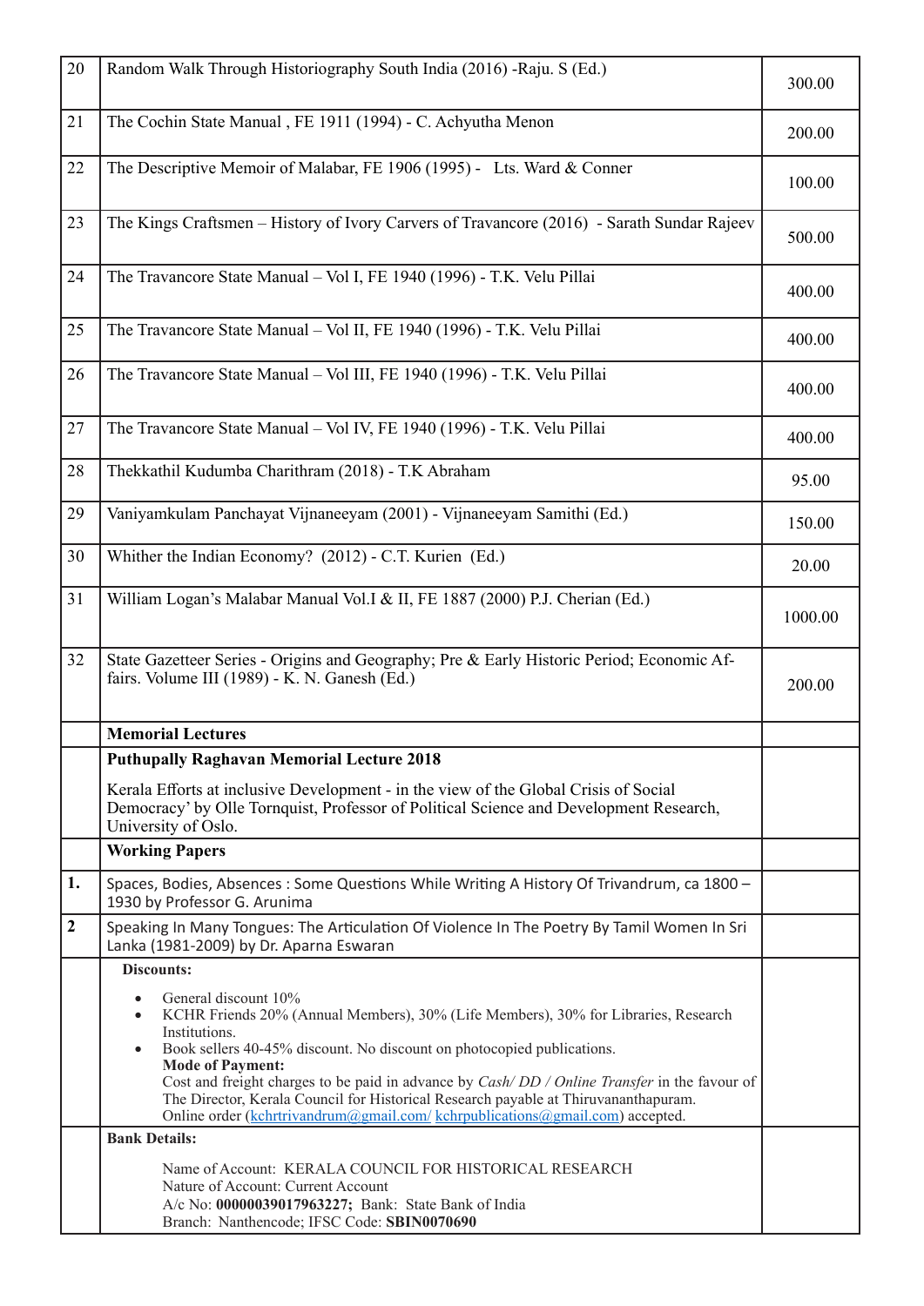| | | |
|---|---|---|
| 20 | Random Walk Through Historiography South India (2016) -Raju. S (Ed.) | 300.00 |
| 21 | The Cochin State Manual , FE 1911 (1994) - C. Achyutha Menon | 200.00 |
| 22 | The Descriptive Memoir of Malabar, FE 1906 (1995) - Lts. Ward & Conner | 100.00 |
| 23 | The Kings Craftsmen – History of Ivory Carvers of Travancore (2016) - Sarath Sundar Rajeev | 500.00 |
| 24 | The Travancore State Manual – Vol I, FE 1940 (1996) - T.K. Velu Pillai | 400.00 |
| 25 | The Travancore State Manual – Vol II, FE 1940 (1996) - T.K. Velu Pillai | 400.00 |
| 26 | The Travancore State Manual – Vol III, FE 1940 (1996) - T.K. Velu Pillai | 400.00 |
| 27 | The Travancore State Manual – Vol IV, FE 1940 (1996) - T.K. Velu Pillai | 400.00 |
| 28 | Thekkathil Kudumba Charithram (2018) - T.K Abraham | 95.00 |
| 29 | Vaniyamkulam Panchayat Vijnaneeyam (2001) - Vijnaneeyam Samithi (Ed.) | 150.00 |
| 30 | Whither the Indian Economy? (2012) - C.T. Kurien (Ed.) | 20.00 |
| 31 | William Logan's Malabar Manual Vol.I & II, FE 1887 (2000) P.J. Cherian (Ed.) | 1000.00 |
| 32 | State Gazetteer Series - Origins and Geography; Pre & Early Historic Period; Economic Affairs. Volume III (1989) - K. N. Ganesh (Ed.) | 200.00 |
| | **Memorial Lectures** | |
| | **Puthupally Raghavan Memorial Lecture 2018**<br><br>Kerala Efforts at inclusive Development - in the view of the Global Crisis of Social Democracy' by Olle Tornquist, Professor of Political Science and Development Research, University of Oslo. | |
| | **Working Papers** | |
| **1.** | Spaces, Bodies, Absences : Some Questions While Writing A History Of Trivandrum, ca 1800 – 1930 by Professor G. Arunima | |
| **2** | Speaking In Many Tongues: The Articulation Of Violence In The Poetry By Tamil Women In Sri Lanka (1981-2009) by Dr. Aparna Eswaran | |
| | **Discounts:**<br>• General discount 10%<br>• KCHR Friends 20% (Annual Members), 30% (Life Members), 30% for Libraries, Research Institutions.<br>• Book sellers 40-45% discount. No discount on photocopied publications.<br>**Mode of Payment:**<br>Cost and freight charges to be paid in advance by *Cash/ DD / Online Transfer* in the favour of The Director, Kerala Council for Historical Research payable at Thiruvananthapuram.<br>Online order (kchrtrivandrum@gmail.com/ kchrpublications@gmail.com) accepted. | |
| | **Bank Details:**<br><br>Name of Account: KERALA COUNCIL FOR HISTORICAL RESEARCH<br>Nature of Account: Current Account<br>A/c No: **00000039017963227;** Bank: State Bank of India<br>Branch: Nanthencode; IFSC Code: **SBIN0070690** | |